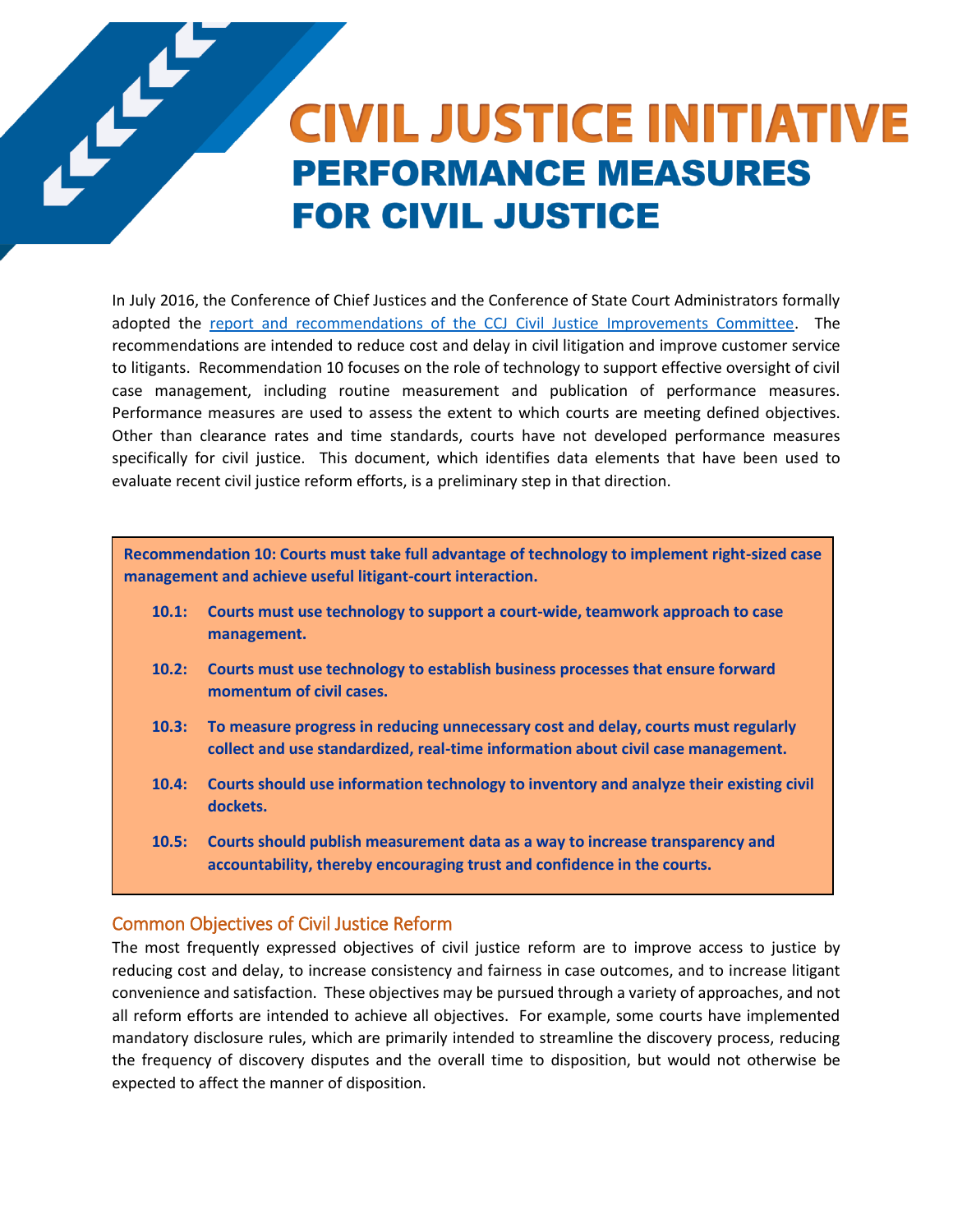# CIVIL JUSTICE INITIATIVE

## PERFORMANCE MEASURES FOR CIVIL JUSTICE

In July 2016, the Conference of Chief Justices and the Conference of State Court Administrators formally adopted the report and recommendations of the CCJ Civil Justice Improvements Committee. The recommendations are intended to reduce cost and delay in civil litigation and improve customer service to litigants. Recommendation 10 focuses on the role of technology to support effective oversight of civil case management, including routine measurement and publication of performance measures. Performance measures are used to assess the extent to which courts are meeting defined objectives. Other than clearance rates and time standards, courts have not developed performance measures specifically for civil justice. This document, which identifies data elements that have been used to evaluate recent civil justice reform efforts, is a preliminary step in that direction.

**Recommendation 10: Courts must take full advantage of technology to implement right-sized case management and achieve useful litigant-court interaction.**

- **10.1: Courts must use technology to support a court-wide, teamwork approach to case management.**
- **10.2: Courts must use technology to establish business processes that ensure forward momentum of civil cases.**
- **10.3: To measure progress in reducing unnecessary cost and delay, courts must regularly collect and use standardized, real-time information about civil case management.**
- **10.4: Courts should use information technology to inventory and analyze their existing civil dockets.**
- **10.5: Courts should publish measurement data as a way to increase transparency and accountability, thereby encouraging trust and confidence in the courts.**

### Common Objectives of Civil Justice Reform

The most frequently expressed objectives of civil justice reform are to improve access to justice by reducing cost and delay, to increase consistency and fairness in case outcomes, and to increase litigant convenience and satisfaction. These objectives may be pursued through a variety of approaches, and not all reform efforts are intended to achieve all objectives. For example, some courts have implemented mandatory disclosure rules, which are primarily intended to streamline the discovery process, reducing the frequency of discovery disputes and the overall time to disposition, but would not otherwise be expected to affect the manner of disposition.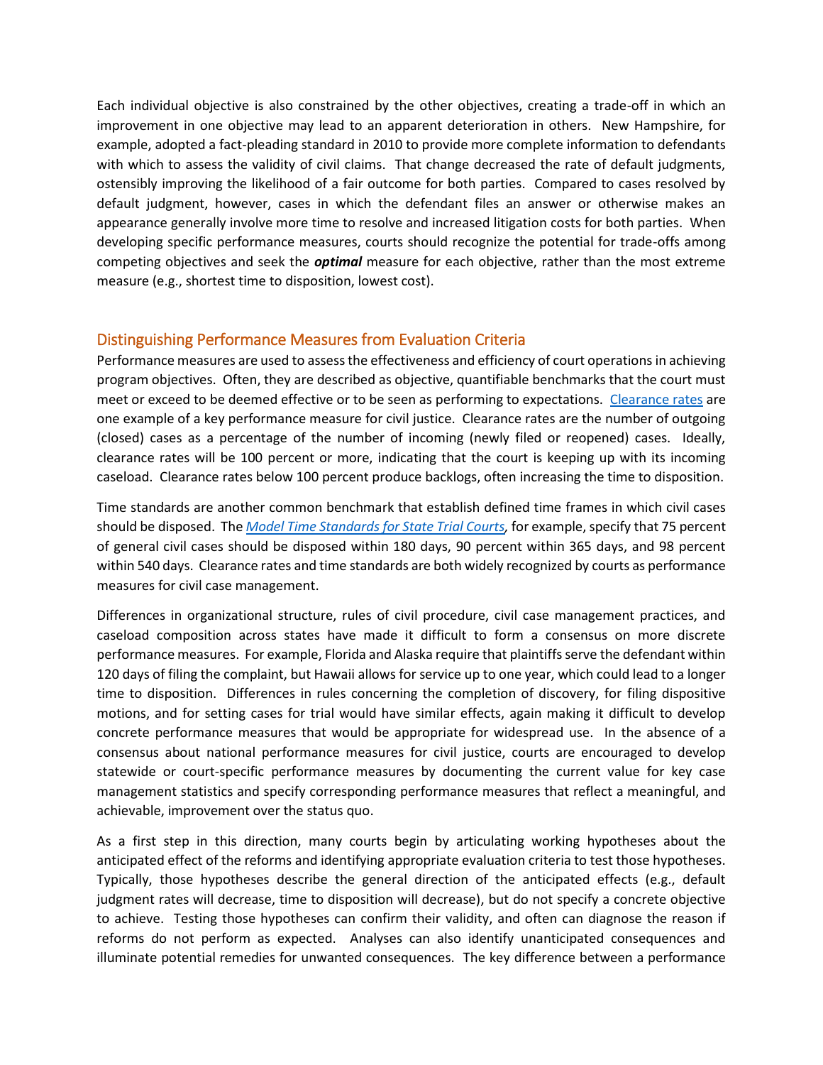Each individual objective is also constrained by the other objectives, creating a trade-off in which an improvement in one objective may lead to an apparent deterioration in others. New Hampshire, for example, adopted a fact-pleading standard in 2010 to provide more complete information to defendants with which to assess the validity of civil claims. That change decreased the rate of default judgments, ostensibly improving the likelihood of a fair outcome for both parties. Compared to cases resolved by default judgment, however, cases in which the defendant files an answer or otherwise makes an appearance generally involve more time to resolve and increased litigation costs for both parties. When developing specific performance measures, courts should recognize the potential for trade-offs among competing objectives and seek the ***optimal*** measure for each objective, rather than the most extreme measure (e.g., shortest time to disposition, lowest cost).

## Distinguishing Performance Measures from Evaluation Criteria

Performance measures are used to assess the effectiveness and efficiency of court operations in achieving program objectives. Often, they are described as objective, quantifiable benchmarks that the court must meet or exceed to be deemed effective or to be seen as performing to expectations. Clearance rates are one example of a key performance measure for civil justice. Clearance rates are the number of outgoing (closed) cases as a percentage of the number of incoming (newly filed or reopened) cases. Ideally, clearance rates will be 100 percent or more, indicating that the court is keeping up with its incoming caseload. Clearance rates below 100 percent produce backlogs, often increasing the time to disposition.

Time standards are another common benchmark that establish defined time frames in which civil cases should be disposed. The *Model Time Standards for State Trial Courts*, for example, specify that 75 percent of general civil cases should be disposed within 180 days, 90 percent within 365 days, and 98 percent within 540 days. Clearance rates and time standards are both widely recognized by courts as performance measures for civil case management.

Differences in organizational structure, rules of civil procedure, civil case management practices, and caseload composition across states have made it difficult to form a consensus on more discrete performance measures. For example, Florida and Alaska require that plaintiffs serve the defendant within 120 days of filing the complaint, but Hawaii allows for service up to one year, which could lead to a longer time to disposition. Differences in rules concerning the completion of discovery, for filing dispositive motions, and for setting cases for trial would have similar effects, again making it difficult to develop concrete performance measures that would be appropriate for widespread use. In the absence of a consensus about national performance measures for civil justice, courts are encouraged to develop statewide or court-specific performance measures by documenting the current value for key case management statistics and specify corresponding performance measures that reflect a meaningful, and achievable, improvement over the status quo.

As a first step in this direction, many courts begin by articulating working hypotheses about the anticipated effect of the reforms and identifying appropriate evaluation criteria to test those hypotheses. Typically, those hypotheses describe the general direction of the anticipated effects (e.g., default judgment rates will decrease, time to disposition will decrease), but do not specify a concrete objective to achieve. Testing those hypotheses can confirm their validity, and often can diagnose the reason if reforms do not perform as expected. Analyses can also identify unanticipated consequences and illuminate potential remedies for unwanted consequences. The key difference between a performance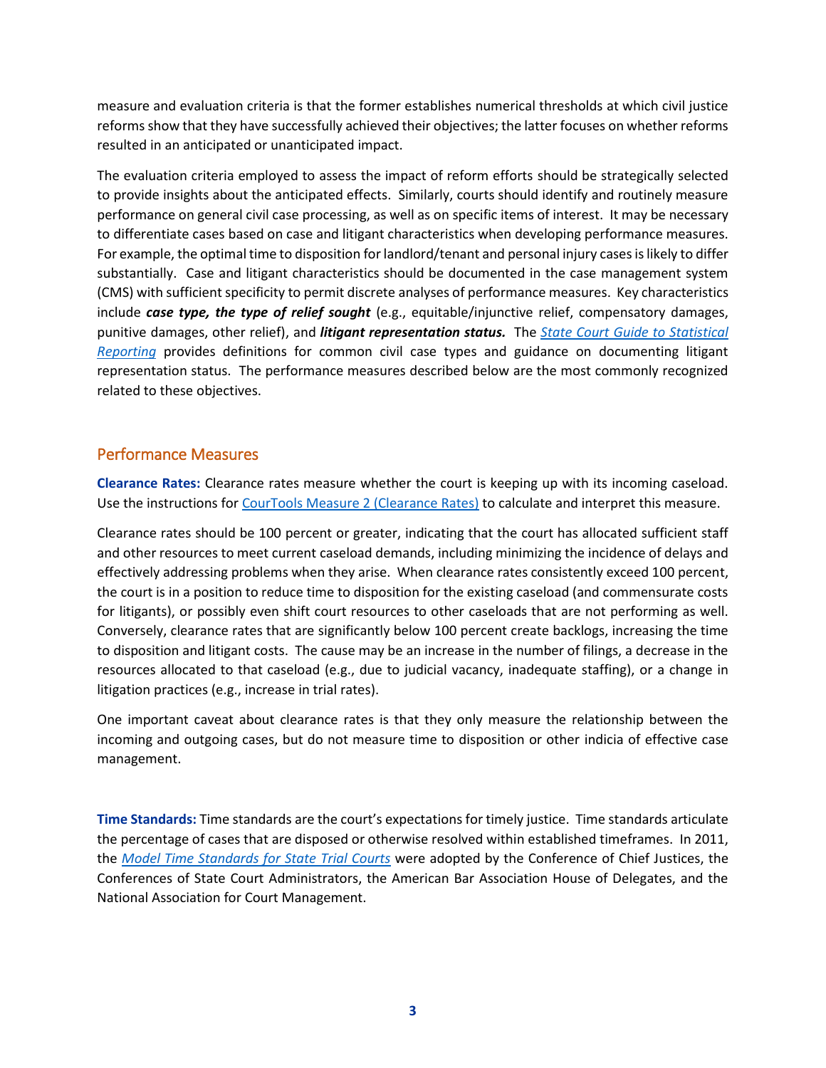measure and evaluation criteria is that the former establishes numerical thresholds at which civil justice reforms show that they have successfully achieved their objectives; the latter focuses on whether reforms resulted in an anticipated or unanticipated impact.

The evaluation criteria employed to assess the impact of reform efforts should be strategically selected to provide insights about the anticipated effects. Similarly, courts should identify and routinely measure performance on general civil case processing, as well as on specific items of interest. It may be necessary to differentiate cases based on case and litigant characteristics when developing performance measures. For example, the optimal time to disposition for landlord/tenant and personal injury cases is likely to differ substantially. Case and litigant characteristics should be documented in the case management system (CMS) with sufficient specificity to permit discrete analyses of performance measures. Key characteristics include ***case type, the type of relief sought*** (e.g., equitable/injunctive relief, compensatory damages, punitive damages, other relief), and ***litigant representation status.*** The *State Court Guide to Statistical Reporting* provides definitions for common civil case types and guidance on documenting litigant representation status. The performance measures described below are the most commonly recognized related to these objectives.

## Performance Measures

**Clearance Rates:** Clearance rates measure whether the court is keeping up with its incoming caseload. Use the instructions for CourTools Measure 2 (Clearance Rates) to calculate and interpret this measure.

Clearance rates should be 100 percent or greater, indicating that the court has allocated sufficient staff and other resources to meet current caseload demands, including minimizing the incidence of delays and effectively addressing problems when they arise. When clearance rates consistently exceed 100 percent, the court is in a position to reduce time to disposition for the existing caseload (and commensurate costs for litigants), or possibly even shift court resources to other caseloads that are not performing as well. Conversely, clearance rates that are significantly below 100 percent create backlogs, increasing the time to disposition and litigant costs. The cause may be an increase in the number of filings, a decrease in the resources allocated to that caseload (e.g., due to judicial vacancy, inadequate staffing), or a change in litigation practices (e.g., increase in trial rates).

One important caveat about clearance rates is that they only measure the relationship between the incoming and outgoing cases, but do not measure time to disposition or other indicia of effective case management.

**Time Standards:** Time standards are the court's expectations for timely justice. Time standards articulate the percentage of cases that are disposed or otherwise resolved within established timeframes. In 2011, the *Model Time Standards for State Trial Courts* were adopted by the Conference of Chief Justices, the Conferences of State Court Administrators, the American Bar Association House of Delegates, and the National Association for Court Management.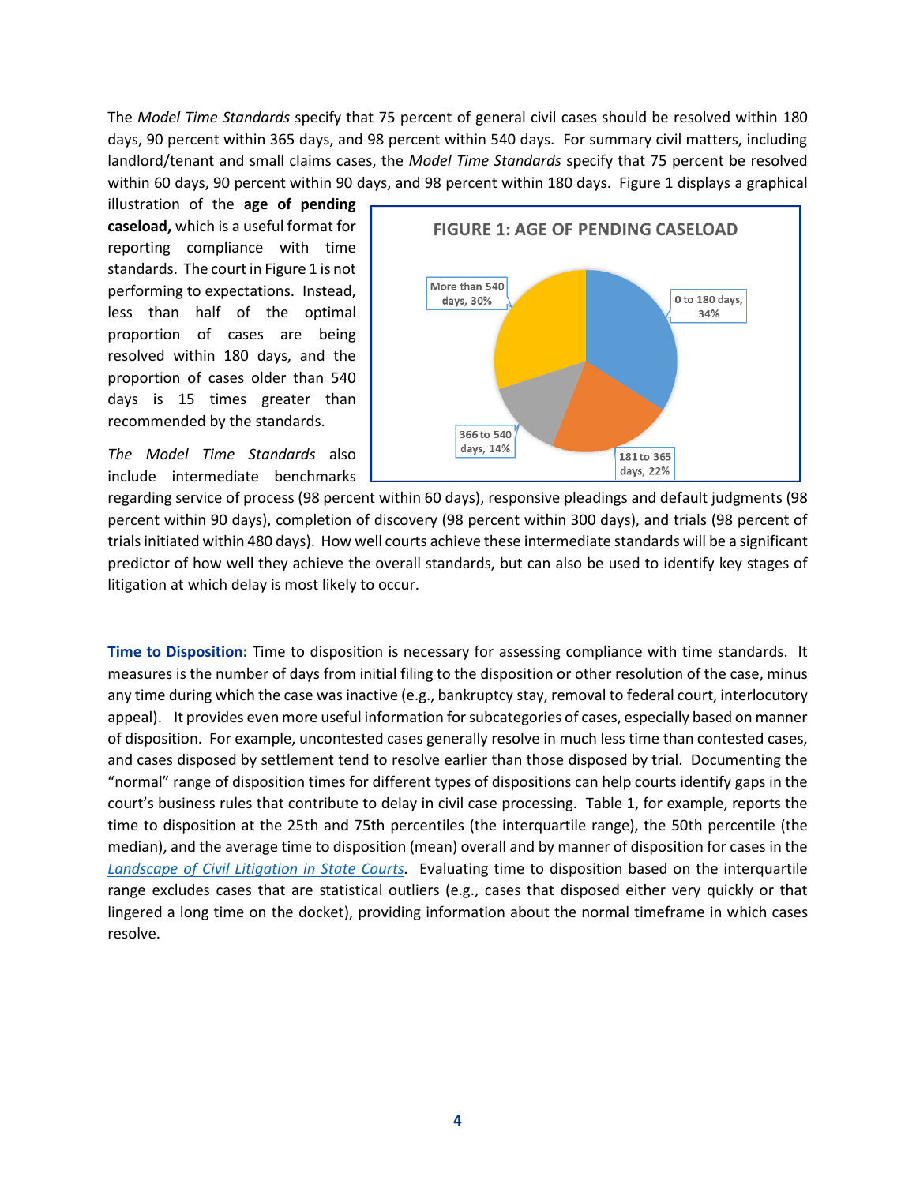The *Model Time Standards* specify that 75 percent of general civil cases should be resolved within 180 days, 90 percent within 365 days, and 98 percent within 540 days. For summary civil matters, including landlord/tenant and small claims cases, the *Model Time Standards* specify that 75 percent be resolved within 60 days, 90 percent within 90 days, and 98 percent within 180 days. Figure 1 displays a graphical illustration of the **age of pending caseload,** which is a useful format for reporting compliance with time standards. The court in Figure 1 is not performing to expectations. Instead, less than half of the optimal proportion of cases are being resolved within 180 days, and the proportion of cases older than 540 days is 15 times greater than recommended by the standards.

**FIGURE 1: AGE OF PENDING CASELOAD**

| Age | Percent |
|---|---|
| 0 to 180 days | 34% |
| 181 to 365 days | 22% |
| 366 to 540 days | 14% |
| More than 540 days | 30% |

*The Model Time Standards* also include intermediate benchmarks regarding service of process (98 percent within 60 days), responsive pleadings and default judgments (98 percent within 90 days), completion of discovery (98 percent within 300 days), and trials (98 percent of trials initiated within 480 days). How well courts achieve these intermediate standards will be a significant predictor of how well they achieve the overall standards, but can also be used to identify key stages of litigation at which delay is most likely to occur.

**Time to Disposition:** Time to disposition is necessary for assessing compliance with time standards. It measures is the number of days from initial filing to the disposition or other resolution of the case, minus any time during which the case was inactive (e.g., bankruptcy stay, removal to federal court, interlocutory appeal). It provides even more useful information for subcategories of cases, especially based on manner of disposition. For example, uncontested cases generally resolve in much less time than contested cases, and cases disposed by settlement tend to resolve earlier than those disposed by trial. Documenting the "normal" range of disposition times for different types of dispositions can help courts identify gaps in the court's business rules that contribute to delay in civil case processing. Table 1, for example, reports the time to disposition at the 25th and 75th percentiles (the interquartile range), the 50th percentile (the median), and the average time to disposition (mean) overall and by manner of disposition for cases in the *Landscape of Civil Litigation in State Courts*. Evaluating time to disposition based on the interquartile range excludes cases that are statistical outliers (e.g., cases that disposed either very quickly or that lingered a long time on the docket), providing information about the normal timeframe in which cases resolve.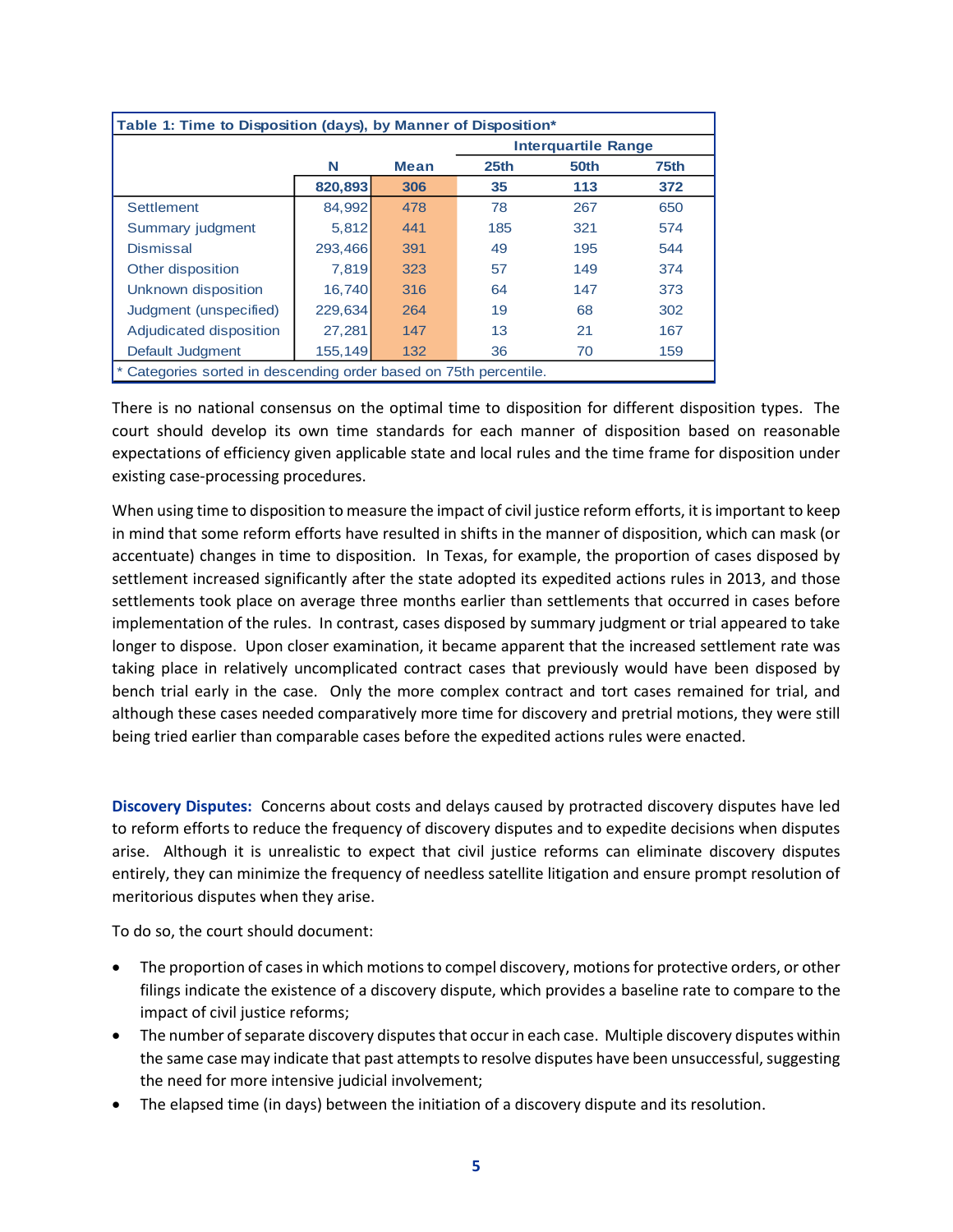**Table 1: Time to Disposition (days), by Manner of Disposition***

| | N | Mean | Interquartile Range | | |
|---|---|---|---|---|---|
| | | | 25th | 50th | 75th |
| | **820,893** | **306** | **35** | **113** | **372** |
| Settlement | 84,992 | 478 | 78 | 267 | 650 |
| Summary judgment | 5,812 | 441 | 185 | 321 | 574 |
| Dismissal | 293,466 | 391 | 49 | 195 | 544 |
| Other disposition | 7,819 | 323 | 57 | 149 | 374 |
| Unknown disposition | 16,740 | 316 | 64 | 147 | 373 |
| Judgment (unspecified) | 229,634 | 264 | 19 | 68 | 302 |
| Adjudicated disposition | 27,281 | 147 | 13 | 21 | 167 |
| Default Judgment | 155,149 | 132 | 36 | 70 | 159 |

* Categories sorted in descending order based on 75th percentile.

There is no national consensus on the optimal time to disposition for different disposition types. The court should develop its own time standards for each manner of disposition based on reasonable expectations of efficiency given applicable state and local rules and the time frame for disposition under existing case-processing procedures.

When using time to disposition to measure the impact of civil justice reform efforts, it is important to keep in mind that some reform efforts have resulted in shifts in the manner of disposition, which can mask (or accentuate) changes in time to disposition. In Texas, for example, the proportion of cases disposed by settlement increased significantly after the state adopted its expedited actions rules in 2013, and those settlements took place on average three months earlier than settlements that occurred in cases before implementation of the rules. In contrast, cases disposed by summary judgment or trial appeared to take longer to dispose. Upon closer examination, it became apparent that the increased settlement rate was taking place in relatively uncomplicated contract cases that previously would have been disposed by bench trial early in the case. Only the more complex contract and tort cases remained for trial, and although these cases needed comparatively more time for discovery and pretrial motions, they were still being tried earlier than comparable cases before the expedited actions rules were enacted.

**Discovery Disputes:** Concerns about costs and delays caused by protracted discovery disputes have led to reform efforts to reduce the frequency of discovery disputes and to expedite decisions when disputes arise. Although it is unrealistic to expect that civil justice reforms can eliminate discovery disputes entirely, they can minimize the frequency of needless satellite litigation and ensure prompt resolution of meritorious disputes when they arise.

To do so, the court should document:

- The proportion of cases in which motions to compel discovery, motions for protective orders, or other filings indicate the existence of a discovery dispute, which provides a baseline rate to compare to the impact of civil justice reforms;
- The number of separate discovery disputes that occur in each case. Multiple discovery disputes within the same case may indicate that past attempts to resolve disputes have been unsuccessful, suggesting the need for more intensive judicial involvement;
- The elapsed time (in days) between the initiation of a discovery dispute and its resolution.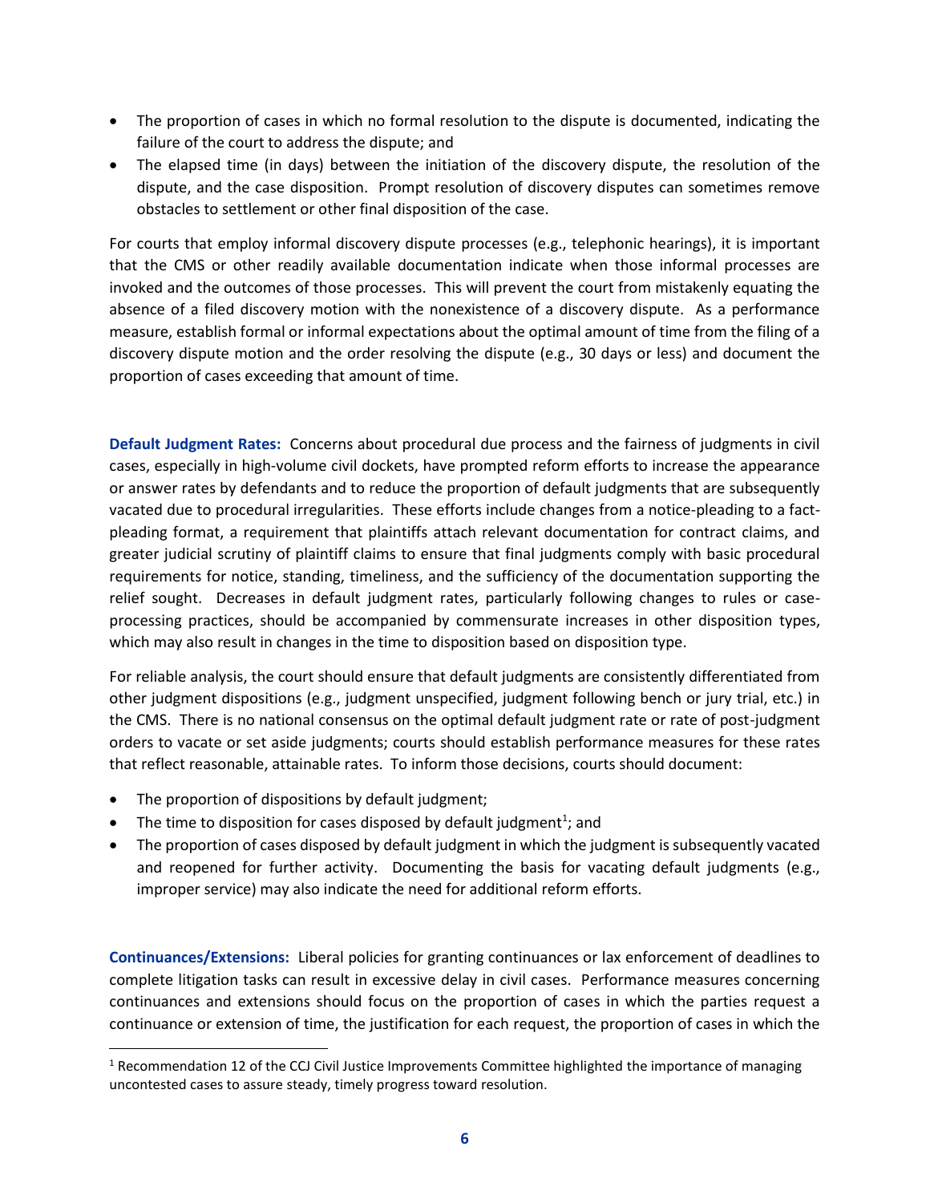- The proportion of cases in which no formal resolution to the dispute is documented, indicating the failure of the court to address the dispute; and
- The elapsed time (in days) between the initiation of the discovery dispute, the resolution of the dispute, and the case disposition. Prompt resolution of discovery disputes can sometimes remove obstacles to settlement or other final disposition of the case.

For courts that employ informal discovery dispute processes (e.g., telephonic hearings), it is important that the CMS or other readily available documentation indicate when those informal processes are invoked and the outcomes of those processes. This will prevent the court from mistakenly equating the absence of a filed discovery motion with the nonexistence of a discovery dispute. As a performance measure, establish formal or informal expectations about the optimal amount of time from the filing of a discovery dispute motion and the order resolving the dispute (e.g., 30 days or less) and document the proportion of cases exceeding that amount of time.

**Default Judgment Rates:** Concerns about procedural due process and the fairness of judgments in civil cases, especially in high-volume civil dockets, have prompted reform efforts to increase the appearance or answer rates by defendants and to reduce the proportion of default judgments that are subsequently vacated due to procedural irregularities. These efforts include changes from a notice-pleading to a fact-pleading format, a requirement that plaintiffs attach relevant documentation for contract claims, and greater judicial scrutiny of plaintiff claims to ensure that final judgments comply with basic procedural requirements for notice, standing, timeliness, and the sufficiency of the documentation supporting the relief sought. Decreases in default judgment rates, particularly following changes to rules or case-processing practices, should be accompanied by commensurate increases in other disposition types, which may also result in changes in the time to disposition based on disposition type.

For reliable analysis, the court should ensure that default judgments are consistently differentiated from other judgment dispositions (e.g., judgment unspecified, judgment following bench or jury trial, etc.) in the CMS. There is no national consensus on the optimal default judgment rate or rate of post-judgment orders to vacate or set aside judgments; courts should establish performance measures for these rates that reflect reasonable, attainable rates. To inform those decisions, courts should document:

- The proportion of dispositions by default judgment;
- The time to disposition for cases disposed by default judgment[1]; and
- The proportion of cases disposed by default judgment in which the judgment is subsequently vacated and reopened for further activity. Documenting the basis for vacating default judgments (e.g., improper service) may also indicate the need for additional reform efforts.

**Continuances/Extensions:** Liberal policies for granting continuances or lax enforcement of deadlines to complete litigation tasks can result in excessive delay in civil cases. Performance measures concerning continuances and extensions should focus on the proportion of cases in which the parties request a continuance or extension of time, the justification for each request, the proportion of cases in which the

[1] Recommendation 12 of the CCJ Civil Justice Improvements Committee highlighted the importance of managing uncontested cases to assure steady, timely progress toward resolution.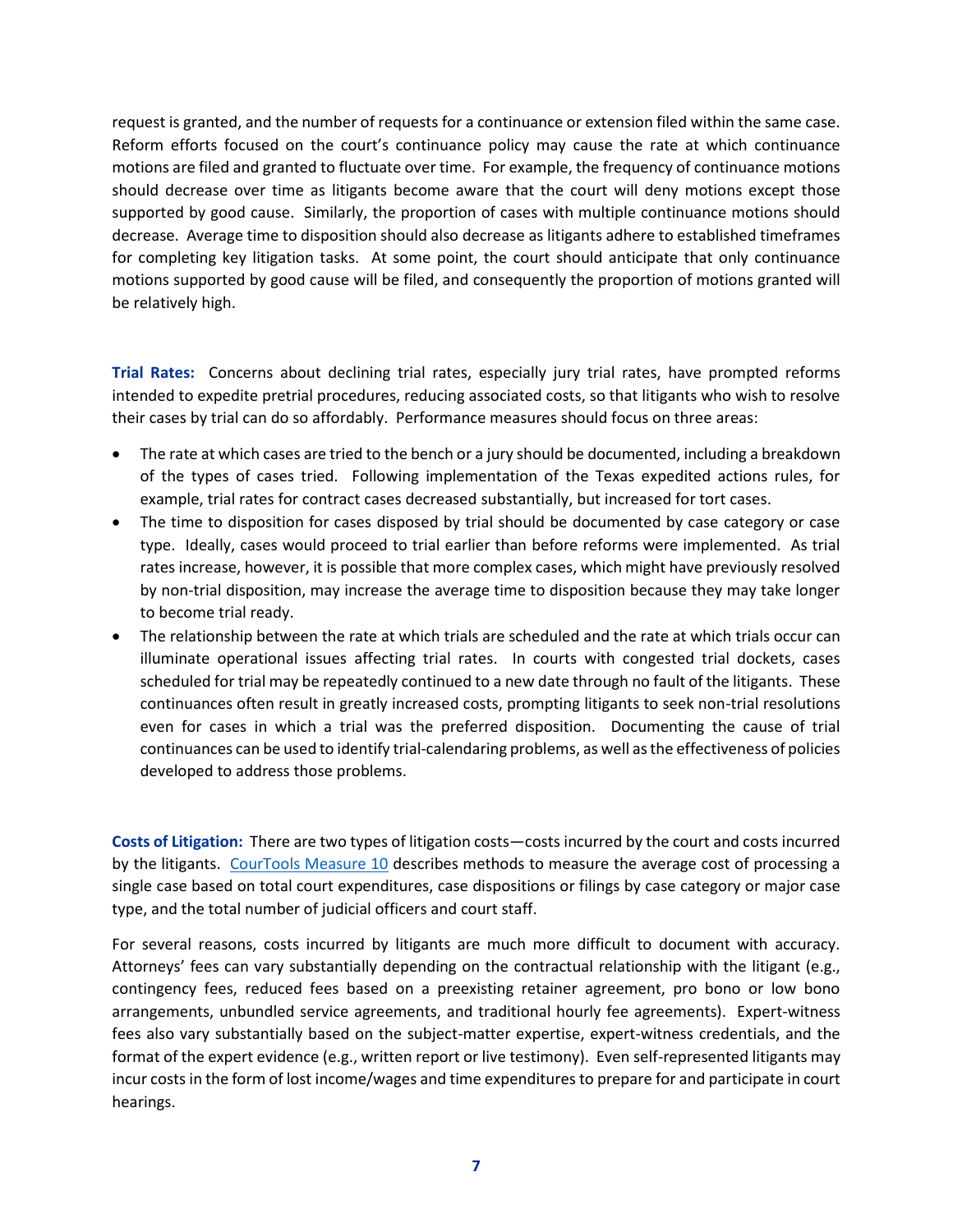request is granted, and the number of requests for a continuance or extension filed within the same case. Reform efforts focused on the court's continuance policy may cause the rate at which continuance motions are filed and granted to fluctuate over time. For example, the frequency of continuance motions should decrease over time as litigants become aware that the court will deny motions except those supported by good cause. Similarly, the proportion of cases with multiple continuance motions should decrease. Average time to disposition should also decrease as litigants adhere to established timeframes for completing key litigation tasks. At some point, the court should anticipate that only continuance motions supported by good cause will be filed, and consequently the proportion of motions granted will be relatively high.

**Trial Rates:** Concerns about declining trial rates, especially jury trial rates, have prompted reforms intended to expedite pretrial procedures, reducing associated costs, so that litigants who wish to resolve their cases by trial can do so affordably. Performance measures should focus on three areas:

- The rate at which cases are tried to the bench or a jury should be documented, including a breakdown of the types of cases tried. Following implementation of the Texas expedited actions rules, for example, trial rates for contract cases decreased substantially, but increased for tort cases.
- The time to disposition for cases disposed by trial should be documented by case category or case type. Ideally, cases would proceed to trial earlier than before reforms were implemented. As trial rates increase, however, it is possible that more complex cases, which might have previously resolved by non-trial disposition, may increase the average time to disposition because they may take longer to become trial ready.
- The relationship between the rate at which trials are scheduled and the rate at which trials occur can illuminate operational issues affecting trial rates. In courts with congested trial dockets, cases scheduled for trial may be repeatedly continued to a new date through no fault of the litigants. These continuances often result in greatly increased costs, prompting litigants to seek non-trial resolutions even for cases in which a trial was the preferred disposition. Documenting the cause of trial continuances can be used to identify trial-calendaring problems, as well as the effectiveness of policies developed to address those problems.

**Costs of Litigation:** There are two types of litigation costs—costs incurred by the court and costs incurred by the litigants. CourTools Measure 10 describes methods to measure the average cost of processing a single case based on total court expenditures, case dispositions or filings by case category or major case type, and the total number of judicial officers and court staff.

For several reasons, costs incurred by litigants are much more difficult to document with accuracy. Attorneys' fees can vary substantially depending on the contractual relationship with the litigant (e.g., contingency fees, reduced fees based on a preexisting retainer agreement, pro bono or low bono arrangements, unbundled service agreements, and traditional hourly fee agreements). Expert-witness fees also vary substantially based on the subject-matter expertise, expert-witness credentials, and the format of the expert evidence (e.g., written report or live testimony). Even self-represented litigants may incur costs in the form of lost income/wages and time expenditures to prepare for and participate in court hearings.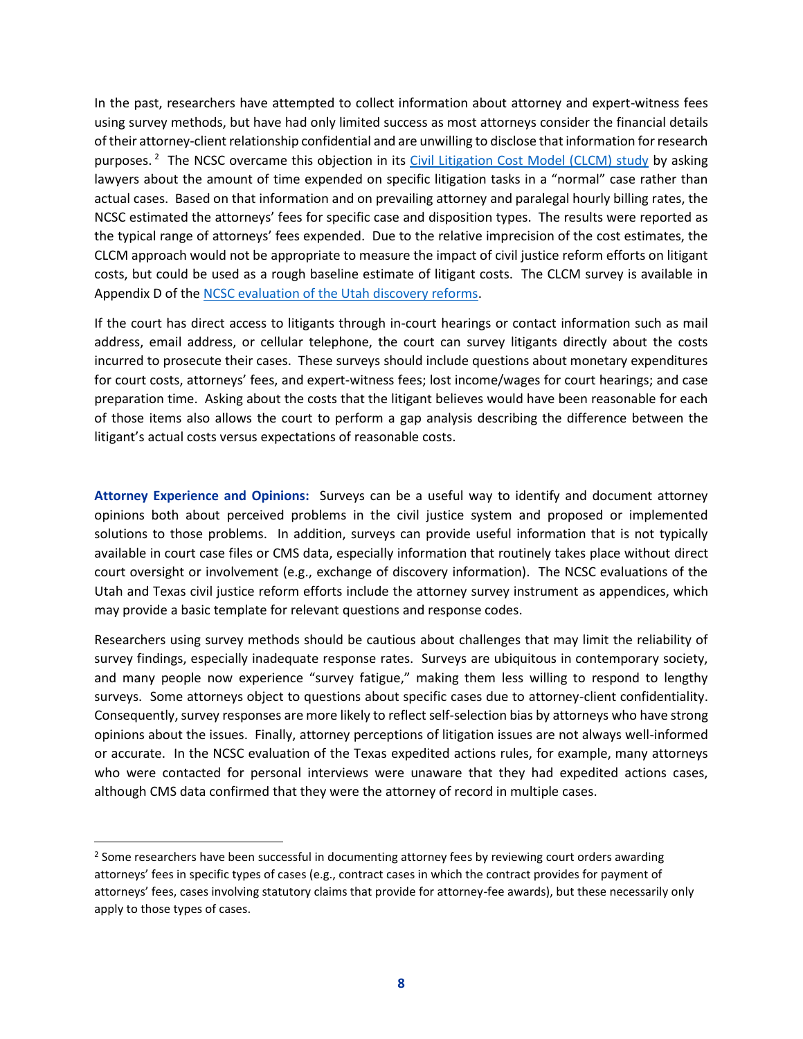In the past, researchers have attempted to collect information about attorney and expert-witness fees using survey methods, but have had only limited success as most attorneys consider the financial details of their attorney-client relationship confidential and are unwilling to disclose that information for research purposes.[2] The NCSC overcame this objection in its Civil Litigation Cost Model (CLCM) study by asking lawyers about the amount of time expended on specific litigation tasks in a "normal" case rather than actual cases. Based on that information and on prevailing attorney and paralegal hourly billing rates, the NCSC estimated the attorneys' fees for specific case and disposition types. The results were reported as the typical range of attorneys' fees expended. Due to the relative imprecision of the cost estimates, the CLCM approach would not be appropriate to measure the impact of civil justice reform efforts on litigant costs, but could be used as a rough baseline estimate of litigant costs. The CLCM survey is available in Appendix D of the NCSC evaluation of the Utah discovery reforms.

If the court has direct access to litigants through in-court hearings or contact information such as mail address, email address, or cellular telephone, the court can survey litigants directly about the costs incurred to prosecute their cases. These surveys should include questions about monetary expenditures for court costs, attorneys' fees, and expert-witness fees; lost income/wages for court hearings; and case preparation time. Asking about the costs that the litigant believes would have been reasonable for each of those items also allows the court to perform a gap analysis describing the difference between the litigant's actual costs versus expectations of reasonable costs.

**Attorney Experience and Opinions:** Surveys can be a useful way to identify and document attorney opinions both about perceived problems in the civil justice system and proposed or implemented solutions to those problems. In addition, surveys can provide useful information that is not typically available in court case files or CMS data, especially information that routinely takes place without direct court oversight or involvement (e.g., exchange of discovery information). The NCSC evaluations of the Utah and Texas civil justice reform efforts include the attorney survey instrument as appendices, which may provide a basic template for relevant questions and response codes.

Researchers using survey methods should be cautious about challenges that may limit the reliability of survey findings, especially inadequate response rates. Surveys are ubiquitous in contemporary society, and many people now experience "survey fatigue," making them less willing to respond to lengthy surveys. Some attorneys object to questions about specific cases due to attorney-client confidentiality. Consequently, survey responses are more likely to reflect self-selection bias by attorneys who have strong opinions about the issues. Finally, attorney perceptions of litigation issues are not always well-informed or accurate. In the NCSC evaluation of the Texas expedited actions rules, for example, many attorneys who were contacted for personal interviews were unaware that they had expedited actions cases, although CMS data confirmed that they were the attorney of record in multiple cases.

---

[2] Some researchers have been successful in documenting attorney fees by reviewing court orders awarding attorneys' fees in specific types of cases (e.g., contract cases in which the contract provides for payment of attorneys' fees, cases involving statutory claims that provide for attorney-fee awards), but these necessarily only apply to those types of cases.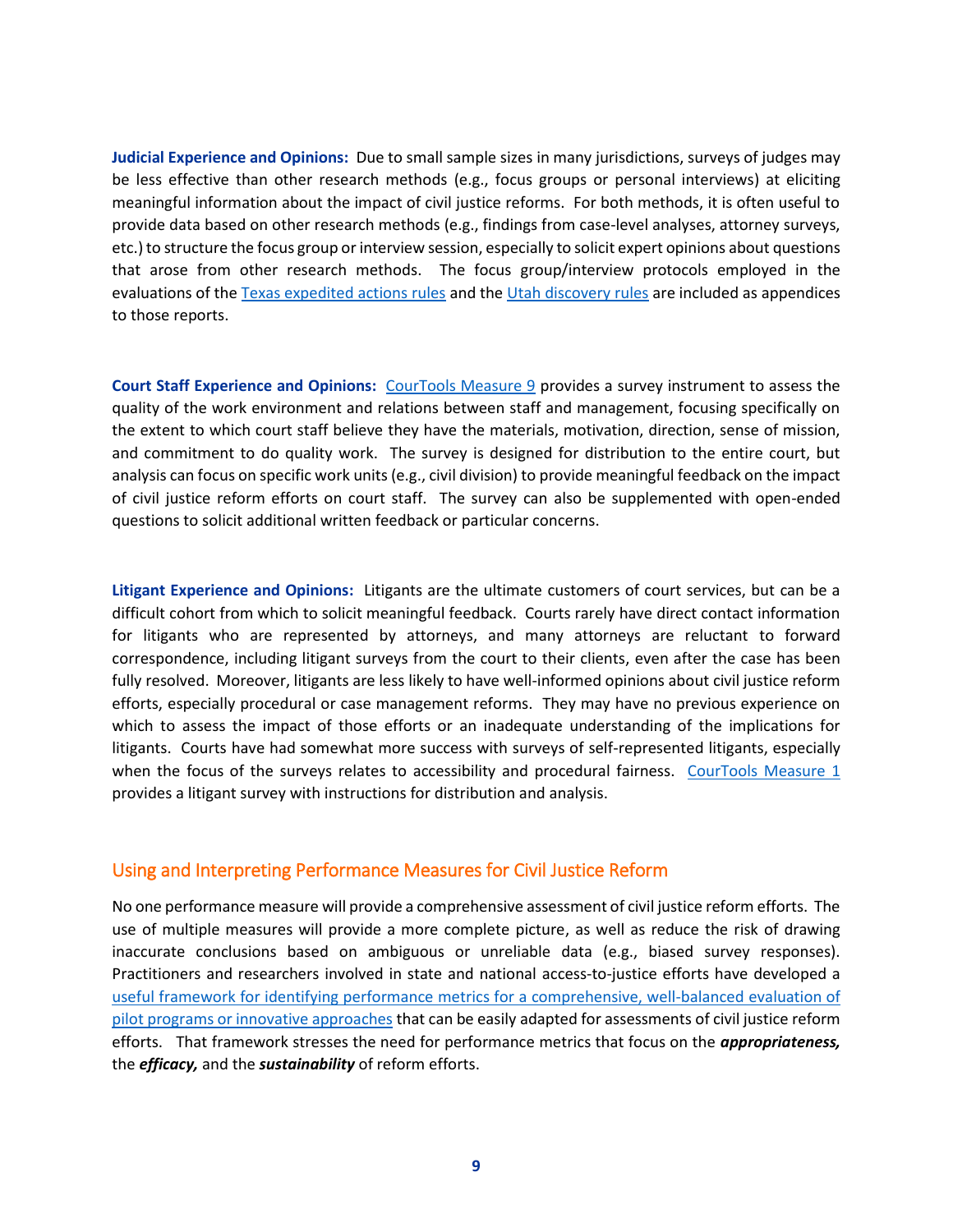**Judicial Experience and Opinions:** Due to small sample sizes in many jurisdictions, surveys of judges may be less effective than other research methods (e.g., focus groups or personal interviews) at eliciting meaningful information about the impact of civil justice reforms. For both methods, it is often useful to provide data based on other research methods (e.g., findings from case-level analyses, attorney surveys, etc.) to structure the focus group or interview session, especially to solicit expert opinions about questions that arose from other research methods. The focus group/interview protocols employed in the evaluations of the Texas expedited actions rules and the Utah discovery rules are included as appendices to those reports.

**Court Staff Experience and Opinions:** CourTools Measure 9 provides a survey instrument to assess the quality of the work environment and relations between staff and management, focusing specifically on the extent to which court staff believe they have the materials, motivation, direction, sense of mission, and commitment to do quality work. The survey is designed for distribution to the entire court, but analysis can focus on specific work units (e.g., civil division) to provide meaningful feedback on the impact of civil justice reform efforts on court staff. The survey can also be supplemented with open-ended questions to solicit additional written feedback or particular concerns.

**Litigant Experience and Opinions:** Litigants are the ultimate customers of court services, but can be a difficult cohort from which to solicit meaningful feedback. Courts rarely have direct contact information for litigants who are represented by attorneys, and many attorneys are reluctant to forward correspondence, including litigant surveys from the court to their clients, even after the case has been fully resolved. Moreover, litigants are less likely to have well-informed opinions about civil justice reform efforts, especially procedural or case management reforms. They may have no previous experience on which to assess the impact of those efforts or an inadequate understanding of the implications for litigants. Courts have had somewhat more success with surveys of self-represented litigants, especially when the focus of the surveys relates to accessibility and procedural fairness. CourTools Measure 1 provides a litigant survey with instructions for distribution and analysis.

## Using and Interpreting Performance Measures for Civil Justice Reform

No one performance measure will provide a comprehensive assessment of civil justice reform efforts. The use of multiple measures will provide a more complete picture, as well as reduce the risk of drawing inaccurate conclusions based on ambiguous or unreliable data (e.g., biased survey responses). Practitioners and researchers involved in state and national access-to-justice efforts have developed a useful framework for identifying performance metrics for a comprehensive, well-balanced evaluation of pilot programs or innovative approaches that can be easily adapted for assessments of civil justice reform efforts. That framework stresses the need for performance metrics that focus on the ***appropriateness,*** the ***efficacy,*** and the ***sustainability*** of reform efforts.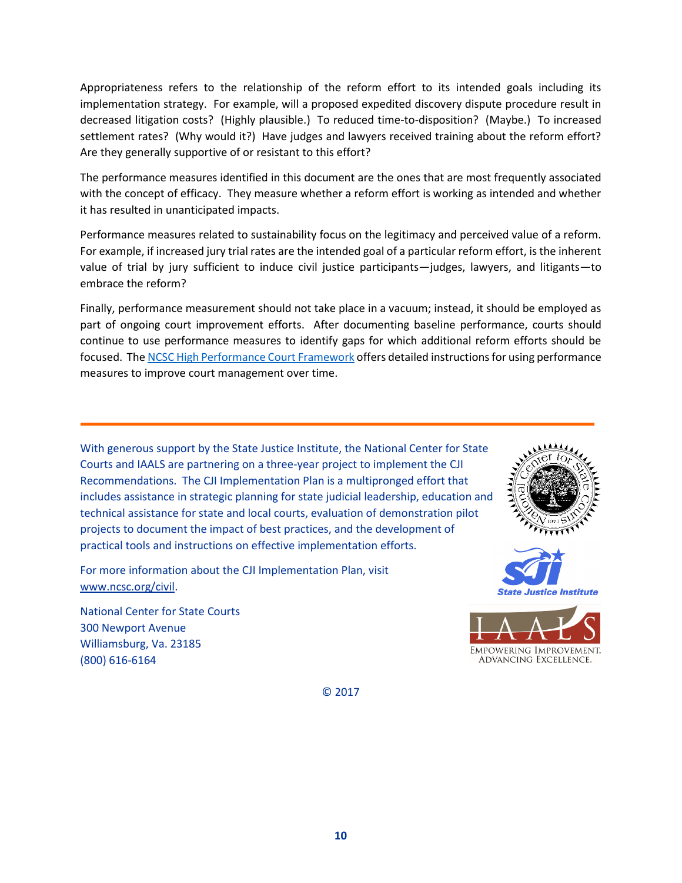Appropriateness refers to the relationship of the reform effort to its intended goals including its implementation strategy. For example, will a proposed expedited discovery dispute procedure result in decreased litigation costs? (Highly plausible.) To reduced time-to-disposition? (Maybe.) To increased settlement rates? (Why would it?) Have judges and lawyers received training about the reform effort? Are they generally supportive of or resistant to this effort?

The performance measures identified in this document are the ones that are most frequently associated with the concept of efficacy. They measure whether a reform effort is working as intended and whether it has resulted in unanticipated impacts.

Performance measures related to sustainability focus on the legitimacy and perceived value of a reform. For example, if increased jury trial rates are the intended goal of a particular reform effort, is the inherent value of trial by jury sufficient to induce civil justice participants—judges, lawyers, and litigants—to embrace the reform?

Finally, performance measurement should not take place in a vacuum; instead, it should be employed as part of ongoing court improvement efforts. After documenting baseline performance, courts should continue to use performance measures to identify gaps for which additional reform efforts should be focused. The NCSC High Performance Court Framework offers detailed instructions for using performance measures to improve court management over time.

---

With generous support by the State Justice Institute, the National Center for State Courts and IAALS are partnering on a three-year project to implement the CJI Recommendations. The CJI Implementation Plan is a multipronged effort that includes assistance in strategic planning for state judicial leadership, education and technical assistance for state and local courts, evaluation of demonstration pilot projects to document the impact of best practices, and the development of practical tools and instructions on effective implementation efforts.

For more information about the CJI Implementation Plan, visit www.ncsc.org/civil.

National Center for State Courts
300 Newport Avenue
Williamsburg, Va. 23185
(800) 616-6164

State Justice Institute

IAALS
EMPOWERING IMPROVEMENT. ADVANCING EXCELLENCE.

© 2017